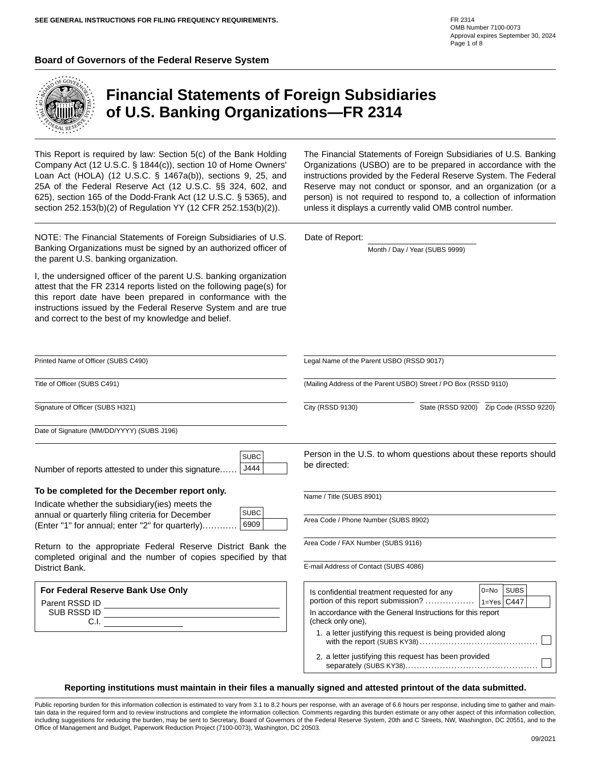SEE GENERAL INSTRUCTIONS FOR FILING FREQUENCY REQUIREMENTS.

FR 2314
OMB Number 7100-0073
Approval expires September 30, 2024

**Board of Governors of the Federal Reserve System**

# Financial Statements of Foreign Subsidiaries of U.S. Banking Organizations—FR 2314

This Report is required by law: Section 5(c) of the Bank Holding Company Act (12 U.S.C. § 1844(c)), section 10 of Home Owners' Loan Act (HOLA) (12 U.S.C. § 1467a(b)), sections 9, 25, and 25A of the Federal Reserve Act (12 U.S.C. §§ 324, 602, and 625), section 165 of the Dodd-Frank Act (12 U.S.C. § 5365), and section 252.153(b)(2) of Regulation YY (12 CFR 252.153(b)(2)).

The Financial Statements of Foreign Subsidiaries of U.S. Banking Organizations (USBO) are to be prepared in accordance with the instructions provided by the Federal Reserve System. The Federal Reserve may not conduct or sponsor, and an organization (or a person) is not required to respond to, a collection of information unless it displays a currently valid OMB control number.

NOTE: The Financial Statements of Foreign Subsidiaries of U.S. Banking Organizations must be signed by an authorized officer of the parent U.S. banking organization.

I, the undersigned officer of the parent U.S. banking organization attest that the FR 2314 reports listed on the following page(s) for this report date have been prepared in conformance with the instructions issued by the Federal Reserve System and are true and correct to the best of my knowledge and belief.

Date of Report: ____________________
Month / Day / Year (SUBS 9999)

Printed Name of Officer (SUBS C490)

Title of Officer (SUBS C491)

Signature of Officer (SUBS H321)

Date of Signature (MM/DD/YYYY) (SUBS J196)

Legal Name of the Parent USBO (RSSD 9017)

(Mailing Address of the Parent USBO) Street / PO Box (RSSD 9110)

City (RSSD 9130) State (RSSD 9200) Zip Code (RSSD 9220)

Number of reports attested to under this signature...... SUBC J444

**To be completed for the December report only.**

Indicate whether the subsidiary(ies) meets the annual or quarterly filing criteria for December (Enter "1" for annual; enter "2" for quarterly)............ SUBC 6909

Return to the appropriate Federal Reserve District Bank the completed original and the number of copies specified by that District Bank.

**For Federal Reserve Bank Use Only**

Parent RSSD ID ____________________
SUB RSSD ID ____________________
C.I. ____________________

Person in the U.S. to whom questions about these reports should be directed:

Name / Title (SUBS 8901)

Area Code / Phone Number (SUBS 8902)

Area Code / FAX Number (SUBS 9116)

E-mail Address of Contact (SUBS 4086)

Is confidential treatment requested for any portion of this report submission? ................. 0=No 1=Yes SUBS C447

In accordance with the General Instructions for this report (check only one),

1. a letter justifying this request is being provided along with the report (SUBS KY38)........................................ ☐
2. a letter justifying this request has been provided separately (SUBS KY38)............................................. ☐

**Reporting institutions must maintain in their files a manually signed and attested printout of the data submitted.**

Public reporting burden for this information collection is estimated to vary from 3.1 to 8.2 hours per response, with an average of 6.6 hours per response, including time to gather and maintain data in the required form and to review instructions and complete the information collection. Comments regarding this burden estimate or any other aspect of this information collection, including suggestions for reducing the burden, may be sent to Secretary, Board of Governors of the Federal Reserve System, 20th and C Streets, NW, Washington, DC 20551, and to the Office of Management and Budget, Paperwork Reduction Project (7100-0073), Washington, DC 20503.

09/2021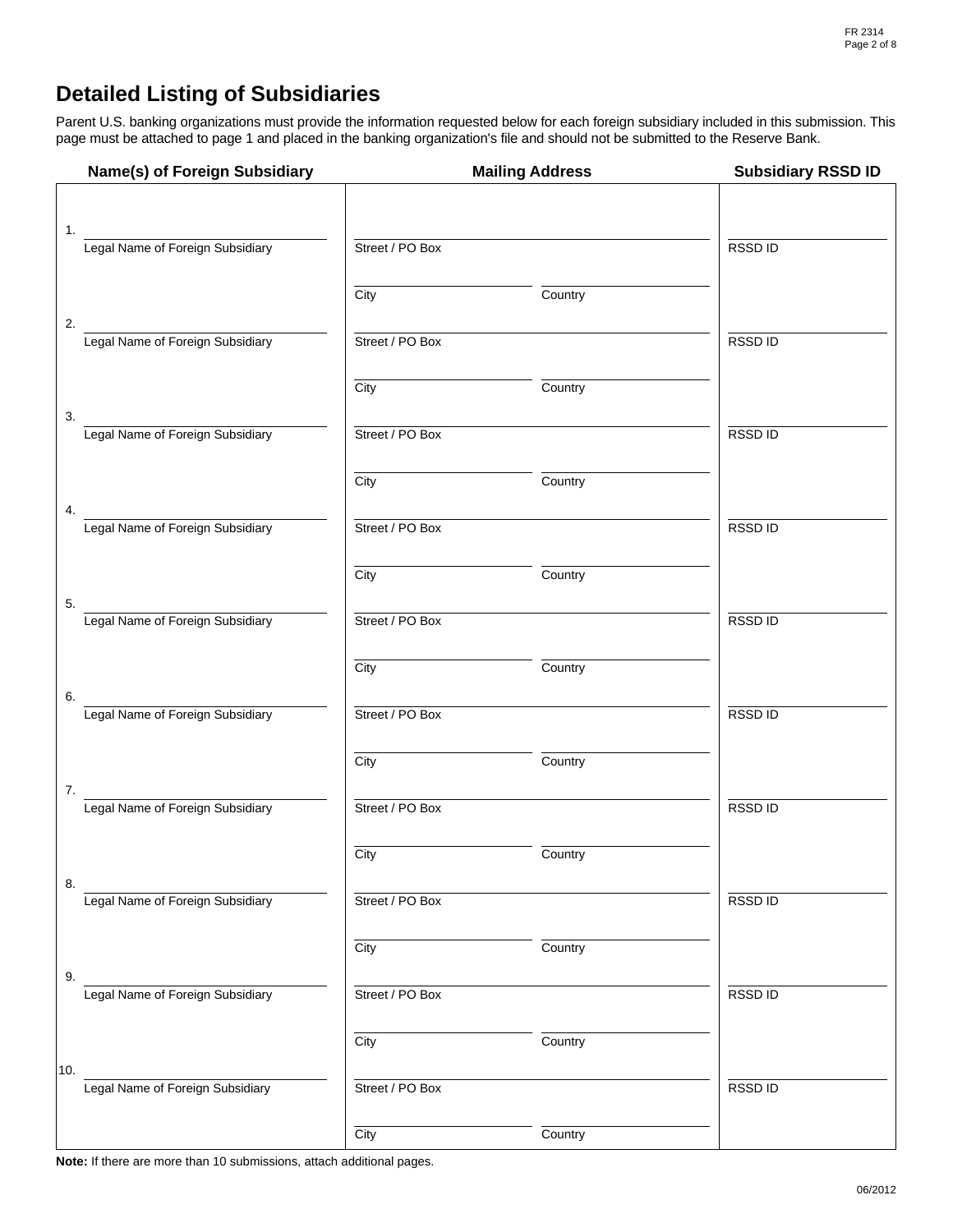# Detailed Listing of Subsidiaries

Parent U.S. banking organizations must provide the information requested below for each foreign subsidiary included in this submission. This page must be attached to page 1 and placed in the banking organization's file and should not be submitted to the Reserve Bank.

| | Name(s) of Foreign Subsidiary | Mailing Address | | Subsidiary RSSD ID |
|---|---|---|---|---|
| 1. | Legal Name of Foreign Subsidiary | Street / PO Box | | RSSD ID |
| | | City | Country | |
| 2. | Legal Name of Foreign Subsidiary | Street / PO Box | | RSSD ID |
| | | City | Country | |
| 3. | Legal Name of Foreign Subsidiary | Street / PO Box | | RSSD ID |
| | | City | Country | |
| 4. | Legal Name of Foreign Subsidiary | Street / PO Box | | RSSD ID |
| | | City | Country | |
| 5. | Legal Name of Foreign Subsidiary | Street / PO Box | | RSSD ID |
| | | City | Country | |
| 6. | Legal Name of Foreign Subsidiary | Street / PO Box | | RSSD ID |
| | | City | Country | |
| 7. | Legal Name of Foreign Subsidiary | Street / PO Box | | RSSD ID |
| | | City | Country | |
| 8. | Legal Name of Foreign Subsidiary | Street / PO Box | | RSSD ID |
| | | City | Country | |
| 9. | Legal Name of Foreign Subsidiary | Street / PO Box | | RSSD ID |
| | | City | Country | |
| 10. | Legal Name of Foreign Subsidiary | Street / PO Box | | RSSD ID |
| | | City | Country | |

**Note:** If there are more than 10 submissions, attach additional pages.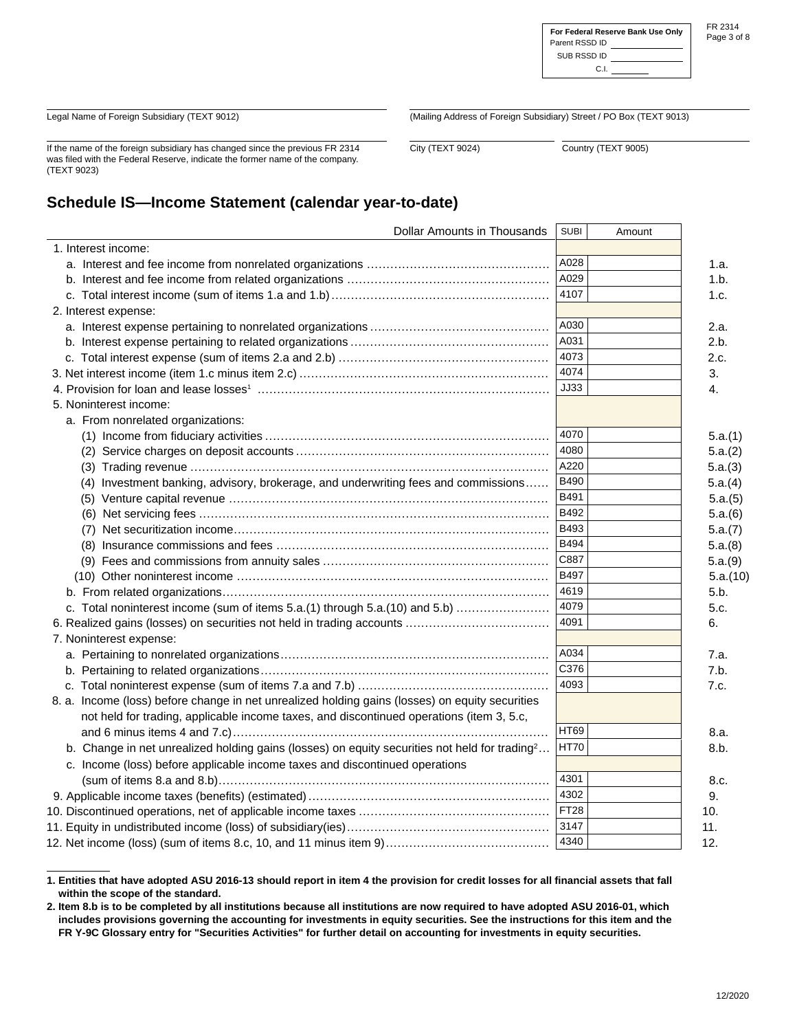| For Federal Reserve Bank Use Only |
|---|
| Parent RSSD ID ______ |
| SUB RSSD ID ______ |
| C.I. ______ |

FR 2314
Page 3 of 8

Legal Name of Foreign Subsidiary (TEXT 9012)

(Mailing Address of Foreign Subsidiary) Street / PO Box (TEXT 9013)

If the name of the foreign subsidiary has changed since the previous FR 2314 was filed with the Federal Reserve, indicate the former name of the company. (TEXT 9023)

City (TEXT 9024)

Country (TEXT 9005)

## Schedule IS—Income Statement (calendar year-to-date)

| Dollar Amounts in Thousands | SUBI | Amount | |
|---|---|---|---|
| 1. Interest income: | | | |
| a. Interest and fee income from nonrelated organizations | A028 | | 1.a. |
| b. Interest and fee income from related organizations | A029 | | 1.b. |
| c. Total interest income (sum of items 1.a and 1.b) | 4107 | | 1.c. |
| 2. Interest expense: | | | |
| a. Interest expense pertaining to nonrelated organizations | A030 | | 2.a. |
| b. Interest expense pertaining to related organizations | A031 | | 2.b. |
| c. Total interest expense (sum of items 2.a and 2.b) | 4073 | | 2.c. |
| 3. Net interest income (item 1.c minus item 2.c) | 4074 | | 3. |
| 4. Provision for loan and lease losses[1] | JJ33 | | 4. |
| 5. Noninterest income: | | | |
| a. From nonrelated organizations: | | | |
| (1) Income from fiduciary activities | 4070 | | 5.a.(1) |
| (2) Service charges on deposit accounts | 4080 | | 5.a.(2) |
| (3) Trading revenue | A220 | | 5.a.(3) |
| (4) Investment banking, advisory, brokerage, and underwriting fees and commissions | B490 | | 5.a.(4) |
| (5) Venture capital revenue | B491 | | 5.a.(5) |
| (6) Net servicing fees | B492 | | 5.a.(6) |
| (7) Net securitization income | B493 | | 5.a.(7) |
| (8) Insurance commissions and fees | B494 | | 5.a.(8) |
| (9) Fees and commissions from annuity sales | C887 | | 5.a.(9) |
| (10) Other noninterest income | B497 | | 5.a.(10) |
| b. From related organizations | 4619 | | 5.b. |
| c. Total noninterest income (sum of items 5.a.(1) through 5.a.(10) and 5.b) | 4079 | | 5.c. |
| 6. Realized gains (losses) on securities not held in trading accounts | 4091 | | 6. |
| 7. Noninterest expense: | | | |
| a. Pertaining to nonrelated organizations | A034 | | 7.a. |
| b. Pertaining to related organizations | C376 | | 7.b. |
| c. Total noninterest expense (sum of items 7.a and 7.b) | 4093 | | 7.c. |
| 8. a. Income (loss) before change in net unrealized holding gains (losses) on equity securities not held for trading, applicable income taxes, and discontinued operations (item 3, 5.c, and 6 minus items 4 and 7.c) | HT69 | | 8.a. |
| b. Change in net unrealized holding gains (losses) on equity securities not held for trading[2] | HT70 | | 8.b. |
| c. Income (loss) before applicable income taxes and discontinued operations (sum of items 8.a and 8.b) | 4301 | | 8.c. |
| 9. Applicable income taxes (benefits) (estimated) | 4302 | | 9. |
| 10. Discontinued operations, net of applicable income taxes | FT28 | | 10. |
| 11. Equity in undistributed income (loss) of subsidiary(ies) | 3147 | | 11. |
| 12. Net income (loss) (sum of items 8.c, 10, and 11 minus item 9) | 4340 | | 12. |

**1. Entities that have adopted ASU 2016-13 should report in item 4 the provision for credit losses for all financial assets that fall within the scope of the standard.**

**2. Item 8.b is to be completed by all institutions because all institutions are now required to have adopted ASU 2016-01, which includes provisions governing the accounting for investments in equity securities. See the instructions for this item and the FR Y-9C Glossary entry for "Securities Activities" for further detail on accounting for investments in equity securities.**

12/2020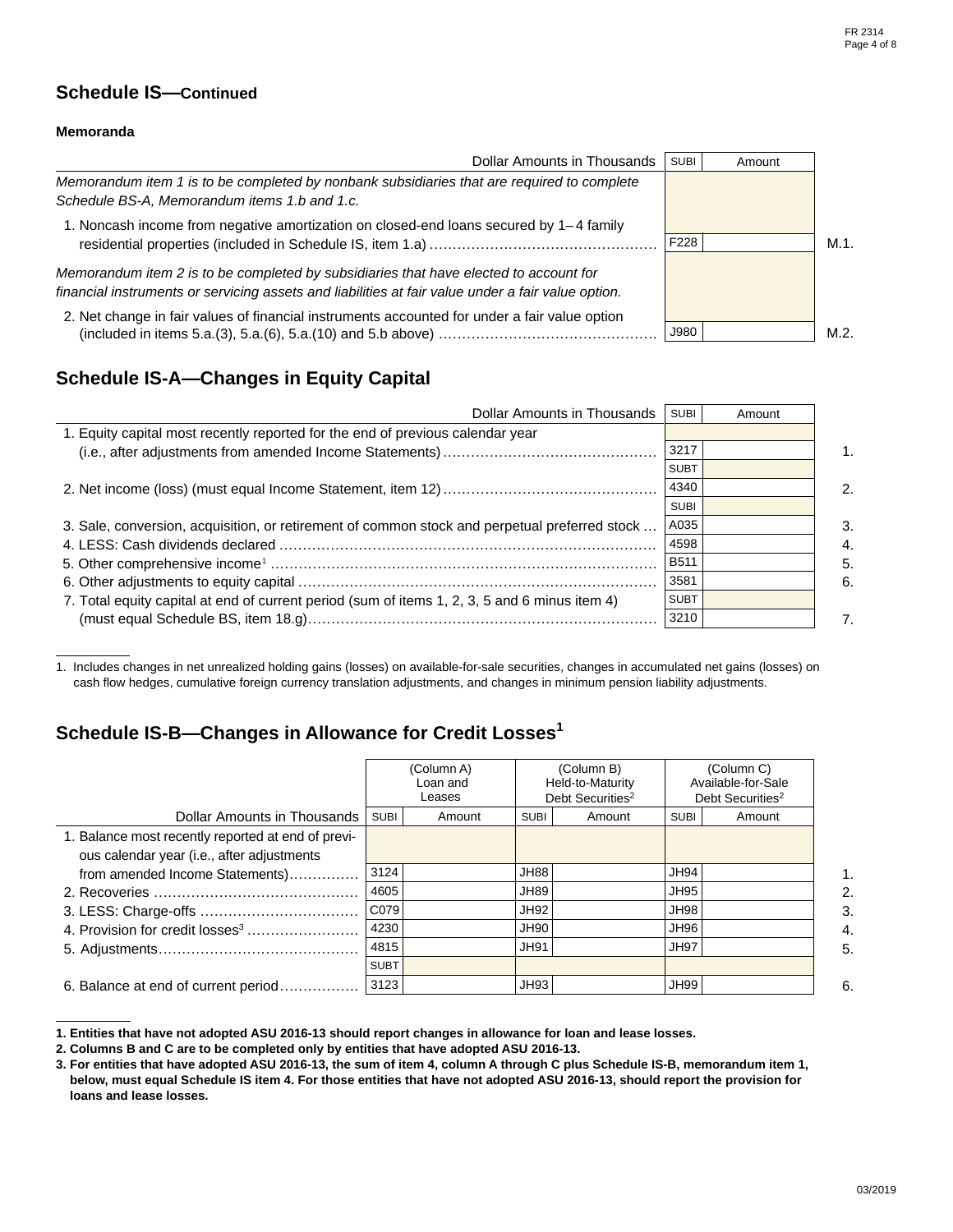## Schedule IS—Continued

### Memoranda

| Dollar Amounts in Thousands | SUBI | Amount | |
|---|---|---|---|
| *Memorandum item 1 is to be completed by nonbank subsidiaries that are required to complete Schedule BS-A, Memorandum items 1.b and 1.c.* | | | |
| 1. Noncash income from negative amortization on closed-end loans secured by 1–4 family residential properties (included in Schedule IS, item 1.a) | F228 | | M.1. |
| *Memorandum item 2 is to be completed by subsidiaries that have elected to account for financial instruments or servicing assets and liabilities at fair value under a fair value option.* | | | |
| 2. Net change in fair values of financial instruments accounted for under a fair value option (included in items 5.a.(3), 5.a.(6), 5.a.(10) and 5.b above) | J980 | | M.2. |

## Schedule IS-A—Changes in Equity Capital

| Dollar Amounts in Thousands | SUBI | Amount | |
|---|---|---|---|
| 1. Equity capital most recently reported for the end of previous calendar year (i.e., after adjustments from amended Income Statements) | 3217 | | 1. |
| | SUBT | | |
| 2. Net income (loss) (must equal Income Statement, item 12) | 4340 | | 2. |
| | SUBI | | |
| 3. Sale, conversion, acquisition, or retirement of common stock and perpetual preferred stock | A035 | | 3. |
| 4. LESS: Cash dividends declared | 4598 | | 4. |
| 5. Other comprehensive income[1] | B511 | | 5. |
| 6. Other adjustments to equity capital | 3581 | | 6. |
| 7. Total equity capital at end of current period (sum of items 1, 2, 3, 5 and 6 minus item 4) (must equal Schedule BS, item 18.g) | SUBT 3210 | | 7. |

1. Includes changes in net unrealized holding gains (losses) on available-for-sale securities, changes in accumulated net gains (losses) on cash flow hedges, cumulative foreign currency translation adjustments, and changes in minimum pension liability adjustments.

## Schedule IS-B—Changes in Allowance for Credit Losses[1]

| | (Column A) Loan and Leases | | (Column B) Held-to-Maturity Debt Securities[2] | | (Column C) Available-for-Sale Debt Securities[2] | | |
|---|---|---|---|---|---|---|---|
| Dollar Amounts in Thousands | SUBI | Amount | SUBI | Amount | SUBI | Amount | |
| 1. Balance most recently reported at end of previous calendar year (i.e., after adjustments from amended Income Statements) | 3124 | | JH88 | | JH94 | | 1. |
| 2. Recoveries | 4605 | | JH89 | | JH95 | | 2. |
| 3. LESS: Charge-offs | C079 | | JH92 | | JH98 | | 3. |
| 4. Provision for credit losses[3] | 4230 | | JH90 | | JH96 | | 4. |
| 5. Adjustments | 4815 | | JH91 | | JH97 | | 5. |
| | SUBT | | | | | | |
| 6. Balance at end of current period | 3123 | | JH93 | | JH99 | | 6. |

**1. Entities that have not adopted ASU 2016-13 should report changes in allowance for loan and lease losses.**

**2. Columns B and C are to be completed only by entities that have adopted ASU 2016-13.**

**3. For entities that have adopted ASU 2016-13, the sum of item 4, column A through C plus Schedule IS-B, memorandum item 1, below, must equal Schedule IS item 4. For those entities that have not adopted ASU 2016-13, should report the provision for loans and lease losses.**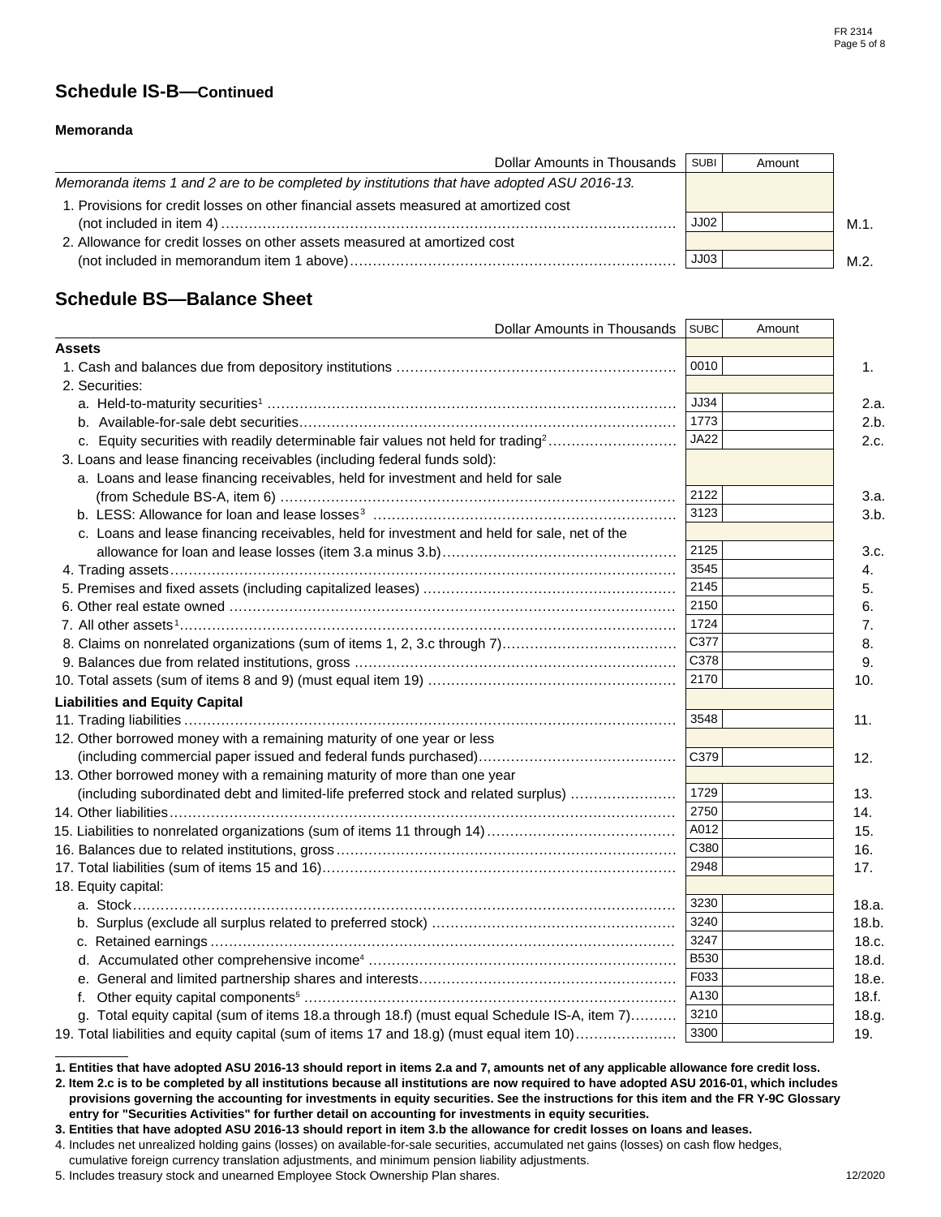## Schedule IS-B—Continued

**Memoranda**

| Dollar Amounts in Thousands | SUBI | Amount | |
|---|---|---|---|
| *Memoranda items 1 and 2 are to be completed by institutions that have adopted ASU 2016-13.* | | | |
| 1. Provisions for credit losses on other financial assets measured at amortized cost (not included in item 4) | JJ02 | | M.1. |
| 2. Allowance for credit losses on other assets measured at amortized cost (not included in memorandum item 1 above) | JJ03 | | M.2. |

## Schedule BS—Balance Sheet

| Dollar Amounts in Thousands | SUBC | Amount | |
|---|---|---|---|
| **Assets** | | | |
| 1. Cash and balances due from depository institutions | 0010 | | 1. |
| 2. Securities: | | | |
| a. Held-to-maturity securities[1] | JJ34 | | 2.a. |
| b. Available-for-sale debt securities | 1773 | | 2.b. |
| c. Equity securities with readily determinable fair values not held for trading[2] | JA22 | | 2.c. |
| 3. Loans and lease financing receivables (including federal funds sold): | | | |
| a. Loans and lease financing receivables, held for investment and held for sale (from Schedule BS-A, item 6) | 2122 | | 3.a. |
| b. LESS: Allowance for loan and lease losses[3] | 3123 | | 3.b. |
| c. Loans and lease financing receivables, held for investment and held for sale, net of the allowance for loan and lease losses (item 3.a minus 3.b) | 2125 | | 3.c. |
| 4. Trading assets | 3545 | | 4. |
| 5. Premises and fixed assets (including capitalized leases) | 2145 | | 5. |
| 6. Other real estate owned | 2150 | | 6. |
| 7. All other assets[1] | 1724 | | 7. |
| 8. Claims on nonrelated organizations (sum of items 1, 2, 3.c through 7) | C377 | | 8. |
| 9. Balances due from related institutions, gross | C378 | | 9. |
| 10. Total assets (sum of items 8 and 9) (must equal item 19) | 2170 | | 10. |
| **Liabilities and Equity Capital** | | | |
| 11. Trading liabilities | 3548 | | 11. |
| 12. Other borrowed money with a remaining maturity of one year or less (including commercial paper issued and federal funds purchased) | C379 | | 12. |
| 13. Other borrowed money with a remaining maturity of more than one year (including subordinated debt and limited-life preferred stock and related surplus) | 1729 | | 13. |
| 14. Other liabilities | 2750 | | 14. |
| 15. Liabilities to nonrelated organizations (sum of items 11 through 14) | A012 | | 15. |
| 16. Balances due to related institutions, gross | C380 | | 16. |
| 17. Total liabilities (sum of items 15 and 16) | 2948 | | 17. |
| 18. Equity capital: | | | |
| a. Stock | 3230 | | 18.a. |
| b. Surplus (exclude all surplus related to preferred stock) | 3240 | | 18.b. |
| c. Retained earnings | 3247 | | 18.c. |
| d. Accumulated other comprehensive income[4] | B530 | | 18.d. |
| e. General and limited partnership shares and interests | F033 | | 18.e. |
| f. Other equity capital components[5] | A130 | | 18.f. |
| g. Total equity capital (sum of items 18.a through 18.f) (must equal Schedule IS-A, item 7) | 3210 | | 18.g. |
| 19. Total liabilities and equity capital (sum of items 17 and 18.g) (must equal item 10) | 3300 | | 19. |

**1. Entities that have adopted ASU 2016-13 should report in items 2.a and 7, amounts net of any applicable allowance fore credit loss.**

**2. Item 2.c is to be completed by all institutions because all institutions are now required to have adopted ASU 2016-01, which includes provisions governing the accounting for investments in equity securities. See the instructions for this item and the FR Y-9C Glossary entry for "Securities Activities" for further detail on accounting for investments in equity securities.**

**3. Entities that have adopted ASU 2016-13 should report in item 3.b the allowance for credit losses on loans and leases.**

4. Includes net unrealized holding gains (losses) on available-for-sale securities, accumulated net gains (losses) on cash flow hedges, cumulative foreign currency translation adjustments, and minimum pension liability adjustments.

5. Includes treasury stock and unearned Employee Stock Ownership Plan shares.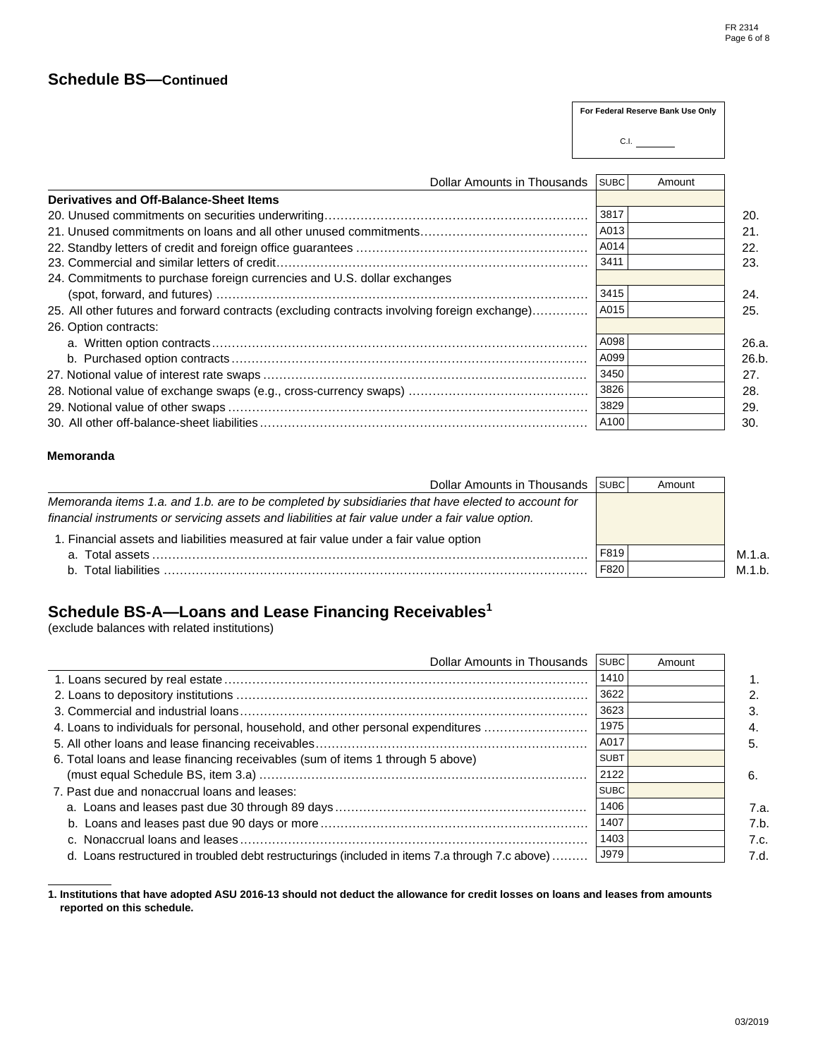## Schedule BS—Continued

| For Federal Reserve Bank Use Only |
|---|
| C.I. ________ |

| Dollar Amounts in Thousands | SUBC | Amount | |
|---|---|---|---|
| **Derivatives and Off-Balance-Sheet Items** | | | |
| 20. Unused commitments on securities underwriting | 3817 | | 20. |
| 21. Unused commitments on loans and all other unused commitments | A013 | | 21. |
| 22. Standby letters of credit and foreign office guarantees | A014 | | 22. |
| 23. Commercial and similar letters of credit | 3411 | | 23. |
| 24. Commitments to purchase foreign currencies and U.S. dollar exchanges (spot, forward, and futures) | 3415 | | 24. |
| 25. All other futures and forward contracts (excluding contracts involving foreign exchange) | A015 | | 25. |
| 26. Option contracts: | | | |
| a. Written option contracts | A098 | | 26.a. |
| b. Purchased option contracts | A099 | | 26.b. |
| 27. Notional value of interest rate swaps | 3450 | | 27. |
| 28. Notional value of exchange swaps (e.g., cross-currency swaps) | 3826 | | 28. |
| 29. Notional value of other swaps | 3829 | | 29. |
| 30. All other off-balance-sheet liabilities | A100 | | 30. |

**Memoranda**

| Dollar Amounts in Thousands | SUBC | Amount | |
|---|---|---|---|
| *Memoranda items 1.a. and 1.b. are to be completed by subsidiaries that have elected to account for financial instruments or servicing assets and liabilities at fair value under a fair value option.* | | | |
| 1. Financial assets and liabilities measured at fair value under a fair value option | | | |
| a. Total assets | F819 | | M.1.a. |
| b. Total liabilities | F820 | | M.1.b. |

## Schedule BS-A—Loans and Lease Financing Receivables[1]

(exclude balances with related institutions)

| Dollar Amounts in Thousands | SUBC | Amount | |
|---|---|---|---|
| 1. Loans secured by real estate | 1410 | | 1. |
| 2. Loans to depository institutions | 3622 | | 2. |
| 3. Commercial and industrial loans | 3623 | | 3. |
| 4. Loans to individuals for personal, household, and other personal expenditures | 1975 | | 4. |
| 5. All other loans and lease financing receivables | A017 | | 5. |
| 6. Total loans and lease financing receivables (sum of items 1 through 5 above) (must equal Schedule BS, item 3.a) | SUBT 2122 | | 6. |
| 7. Past due and nonaccrual loans and leases: | SUBC | | |
| a. Loans and leases past due 30 through 89 days | 1406 | | 7.a. |
| b. Loans and leases past due 90 days or more | 1407 | | 7.b. |
| c. Nonaccrual loans and leases | 1403 | | 7.c. |
| d. Loans restructured in troubled debt restructurings (included in items 7.a through 7.c above) | J979 | | 7.d. |

**1. Institutions that have adopted ASU 2016-13 should not deduct the allowance for credit losses on loans and leases from amounts reported on this schedule.**

03/2019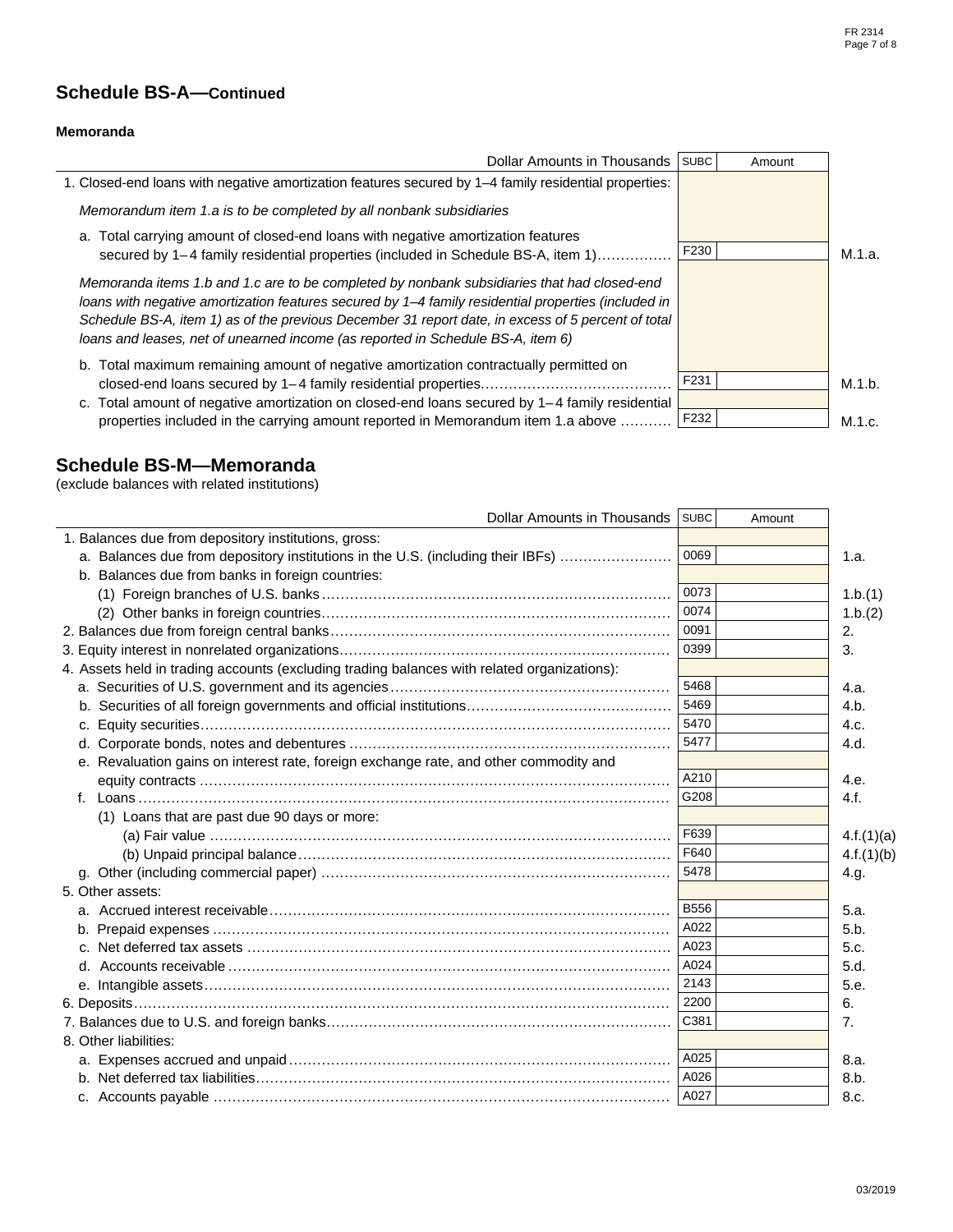## Schedule BS-A—Continued

**Memoranda**

| Dollar Amounts in Thousands | SUBC | Amount | |
|---|---|---|---|
| 1. Closed-end loans with negative amortization features secured by 1–4 family residential properties: | | | |
| *Memorandum item 1.a is to be completed by all nonbank subsidiaries* | | | |
| a. Total carrying amount of closed-end loans with negative amortization features secured by 1–4 family residential properties (included in Schedule BS-A, item 1) | F230 | | M.1.a. |
| *Memoranda items 1.b and 1.c are to be completed by nonbank subsidiaries that had closed-end loans with negative amortization features secured by 1–4 family residential properties (included in Schedule BS-A, item 1) as of the previous December 31 report date, in excess of 5 percent of total loans and leases, net of unearned income (as reported in Schedule BS-A, item 6)* | | | |
| b. Total maximum remaining amount of negative amortization contractually permitted on closed-end loans secured by 1–4 family residential properties | F231 | | M.1.b. |
| c. Total amount of negative amortization on closed-end loans secured by 1–4 family residential properties included in the carrying amount reported in Memorandum item 1.a above | F232 | | M.1.c. |

## Schedule BS-M—Memoranda

(exclude balances with related institutions)

| Dollar Amounts in Thousands | SUBC | Amount | |
|---|---|---|---|
| 1. Balances due from depository institutions, gross: | | | |
| a. Balances due from depository institutions in the U.S. (including their IBFs) | 0069 | | 1.a. |
| b. Balances due from banks in foreign countries: | | | |
| (1) Foreign branches of U.S. banks | 0073 | | 1.b.(1) |
| (2) Other banks in foreign countries | 0074 | | 1.b.(2) |
| 2. Balances due from foreign central banks | 0091 | | 2. |
| 3. Equity interest in nonrelated organizations | 0399 | | 3. |
| 4. Assets held in trading accounts (excluding trading balances with related organizations): | | | |
| a. Securities of U.S. government and its agencies | 5468 | | 4.a. |
| b. Securities of all foreign governments and official institutions | 5469 | | 4.b. |
| c. Equity securities | 5470 | | 4.c. |
| d. Corporate bonds, notes and debentures | 5477 | | 4.d. |
| e. Revaluation gains on interest rate, foreign exchange rate, and other commodity and equity contracts | A210 | | 4.e. |
| f. Loans | G208 | | 4.f. |
| (1) Loans that are past due 90 days or more: | | | |
| (a) Fair value | F639 | | 4.f.(1)(a) |
| (b) Unpaid principal balance | F640 | | 4.f.(1)(b) |
| g. Other (including commercial paper) | 5478 | | 4.g. |
| 5. Other assets: | | | |
| a. Accrued interest receivable | B556 | | 5.a. |
| b. Prepaid expenses | A022 | | 5.b. |
| c. Net deferred tax assets | A023 | | 5.c. |
| d. Accounts receivable | A024 | | 5.d. |
| e. Intangible assets | 2143 | | 5.e. |
| 6. Deposits | 2200 | | 6. |
| 7. Balances due to U.S. and foreign banks | C381 | | 7. |
| 8. Other liabilities: | | | |
| a. Expenses accrued and unpaid | A025 | | 8.a. |
| b. Net deferred tax liabilities | A026 | | 8.b. |
| c. Accounts payable | A027 | | 8.c. |

03/2019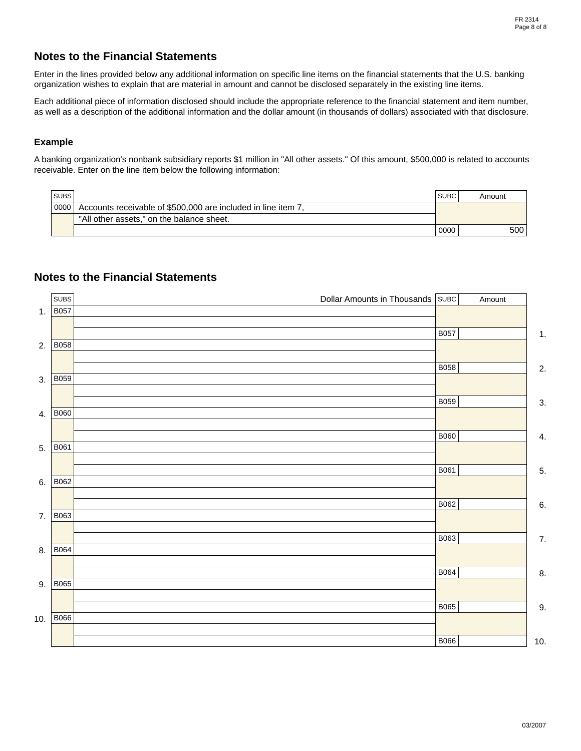## Notes to the Financial Statements

Enter in the lines provided below any additional information on specific line items on the financial statements that the U.S. banking organization wishes to explain that are material in amount and cannot be disclosed separately in the existing line items.

Each additional piece of information disclosed should include the appropriate reference to the financial statement and item number, as well as a description of the additional information and the dollar amount (in thousands of dollars) associated with that disclosure.

### Example

A banking organization's nonbank subsidiary reports $1 million in "All other assets." Of this amount, $500,000 is related to accounts receivable. Enter on the line item below the following information:

| SUBS | | SUBC | Amount |
|---|---|---|---|
| 0000 | Accounts receivable of $500,000 are included in line item 7, | | |
| | "All other assets," on the balance sheet. | | |
| | | 0000 | 500 |

## Notes to the Financial Statements

| | SUBS | Dollar Amounts in Thousands | SUBC | Amount | |
|---|---|---|---|---|---|
| 1. | B057 | | | | |
| | | | | | |
| | | | B057 | | 1. |
| 2. | B058 | | | | |
| | | | | | |
| | | | B058 | | 2. |
| 3. | B059 | | | | |
| | | | | | |
| | | | B059 | | 3. |
| 4. | B060 | | | | |
| | | | | | |
| | | | B060 | | 4. |
| 5. | B061 | | | | |
| | | | | | |
| | | | B061 | | 5. |
| 6. | B062 | | | | |
| | | | | | |
| | | | B062 | | 6. |
| 7. | B063 | | | | |
| | | | | | |
| | | | B063 | | 7. |
| 8. | B064 | | | | |
| | | | | | |
| | | | B064 | | 8. |
| 9. | B065 | | | | |
| | | | | | |
| | | | B065 | | 9. |
| 10. | B066 | | | | |
| | | | | | |
| | | | B066 | | 10. |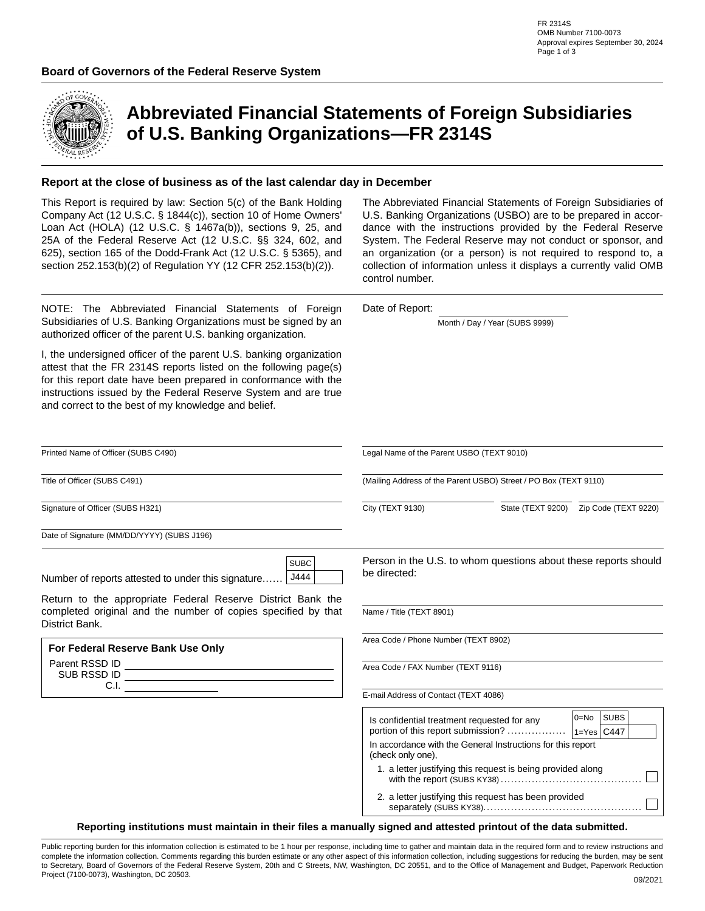FR 2314S
OMB Number 7100-0073
Approval expires September 30, 2024

**Board of Governors of the Federal Reserve System**

# Abbreviated Financial Statements of Foreign Subsidiaries of U.S. Banking Organizations—FR 2314S

**Report at the close of business as of the last calendar day in December**

This Report is required by law: Section 5(c) of the Bank Holding Company Act (12 U.S.C. § 1844(c)), section 10 of Home Owners' Loan Act (HOLA) (12 U.S.C. § 1467a(b)), sections 9, 25, and 25A of the Federal Reserve Act (12 U.S.C. §§ 324, 602, and 625), section 165 of the Dodd-Frank Act (12 U.S.C. § 5365), and section 252.153(b)(2) of Regulation YY (12 CFR 252.153(b)(2)).

The Abbreviated Financial Statements of Foreign Subsidiaries of U.S. Banking Organizations (USBO) are to be prepared in accordance with the instructions provided by the Federal Reserve System. The Federal Reserve may not conduct or sponsor, and an organization (or a person) is not required to respond to, a collection of information unless it displays a currently valid OMB control number.

NOTE: The Abbreviated Financial Statements of Foreign Subsidiaries of U.S. Banking Organizations must be signed by an authorized officer of the parent U.S. banking organization.

I, the undersigned officer of the parent U.S. banking organization attest that the FR 2314S reports listed on the following page(s) for this report date have been prepared in conformance with the instructions issued by the Federal Reserve System and are true and correct to the best of my knowledge and belief.

Date of Report: ____________________
Month / Day / Year (SUBS 9999)

Printed Name of Officer (SUBS C490)

Title of Officer (SUBS C491)

Signature of Officer (SUBS H321)

Date of Signature (MM/DD/YYYY) (SUBS J196)

Legal Name of the Parent USBO (TEXT 9010)

(Mailing Address of the Parent USBO) Street / PO Box (TEXT 9110)

City (TEXT 9130) | State (TEXT 9200) | Zip Code (TEXT 9220)

Number of reports attested to under this signature...... SUBC J444 ______

Return to the appropriate Federal Reserve District Bank the completed original and the number of copies specified by that District Bank.

**For Federal Reserve Bank Use Only**

Parent RSSD ID ____________________
SUB RSSD ID ____________________
C.I. ____________________

Person in the U.S. to whom questions about these reports should be directed:

Name / Title (TEXT 8901)

Area Code / Phone Number (TEXT 8902)

Area Code / FAX Number (TEXT 9116)

E-mail Address of Contact (TEXT 4086)

Is confidential treatment requested for any portion of this report submission? ................ 0=No 1=Yes SUBS C447 ______

In accordance with the General Instructions for this report (check only one),

1. a letter justifying this request is being provided along with the report (SUBS KY38) ........................................ ☐
2. a letter justifying this request has been provided separately (SUBS KY38)............................................ ☐

**Reporting institutions must maintain in their files a manually signed and attested printout of the data submitted.**

Public reporting burden for this information collection is estimated to be 1 hour per response, including time to gather and maintain data in the required form and to review instructions and complete the information collection. Comments regarding this burden estimate or any other aspect of this information collection, including suggestions for reducing the burden, may be sent to Secretary, Board of Governors of the Federal Reserve System, 20th and C Streets, NW, Washington, DC 20551, and to the Office of Management and Budget, Paperwork Reduction Project (7100-0073), Washington, DC 20503.

09/2021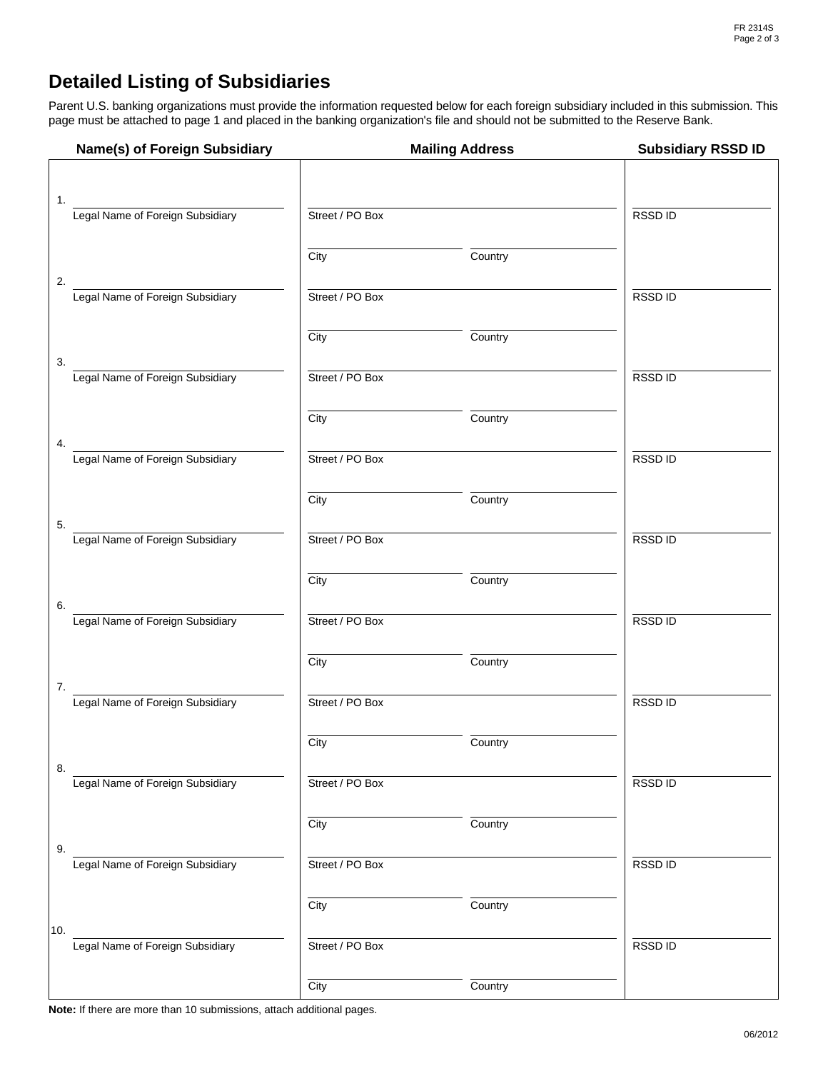# Detailed Listing of Subsidiaries

Parent U.S. banking organizations must provide the information requested below for each foreign subsidiary included in this submission. This page must be attached to page 1 and placed in the banking organization's file and should not be submitted to the Reserve Bank.

| | Name(s) of Foreign Subsidiary | Mailing Address | | Subsidiary RSSD ID |
|---|---|---|---|---|
| 1. | Legal Name of Foreign Subsidiary | Street / PO Box | | RSSD ID |
| | | City | Country | |
| 2. | Legal Name of Foreign Subsidiary | Street / PO Box | | RSSD ID |
| | | City | Country | |
| 3. | Legal Name of Foreign Subsidiary | Street / PO Box | | RSSD ID |
| | | City | Country | |
| 4. | Legal Name of Foreign Subsidiary | Street / PO Box | | RSSD ID |
| | | City | Country | |
| 5. | Legal Name of Foreign Subsidiary | Street / PO Box | | RSSD ID |
| | | City | Country | |
| 6. | Legal Name of Foreign Subsidiary | Street / PO Box | | RSSD ID |
| | | City | Country | |
| 7. | Legal Name of Foreign Subsidiary | Street / PO Box | | RSSD ID |
| | | City | Country | |
| 8. | Legal Name of Foreign Subsidiary | Street / PO Box | | RSSD ID |
| | | City | Country | |
| 9. | Legal Name of Foreign Subsidiary | Street / PO Box | | RSSD ID |
| | | City | Country | |
| 10. | Legal Name of Foreign Subsidiary | Street / PO Box | | RSSD ID |
| | | City | Country | |

**Note:** If there are more than 10 submissions, attach additional pages.

06/2012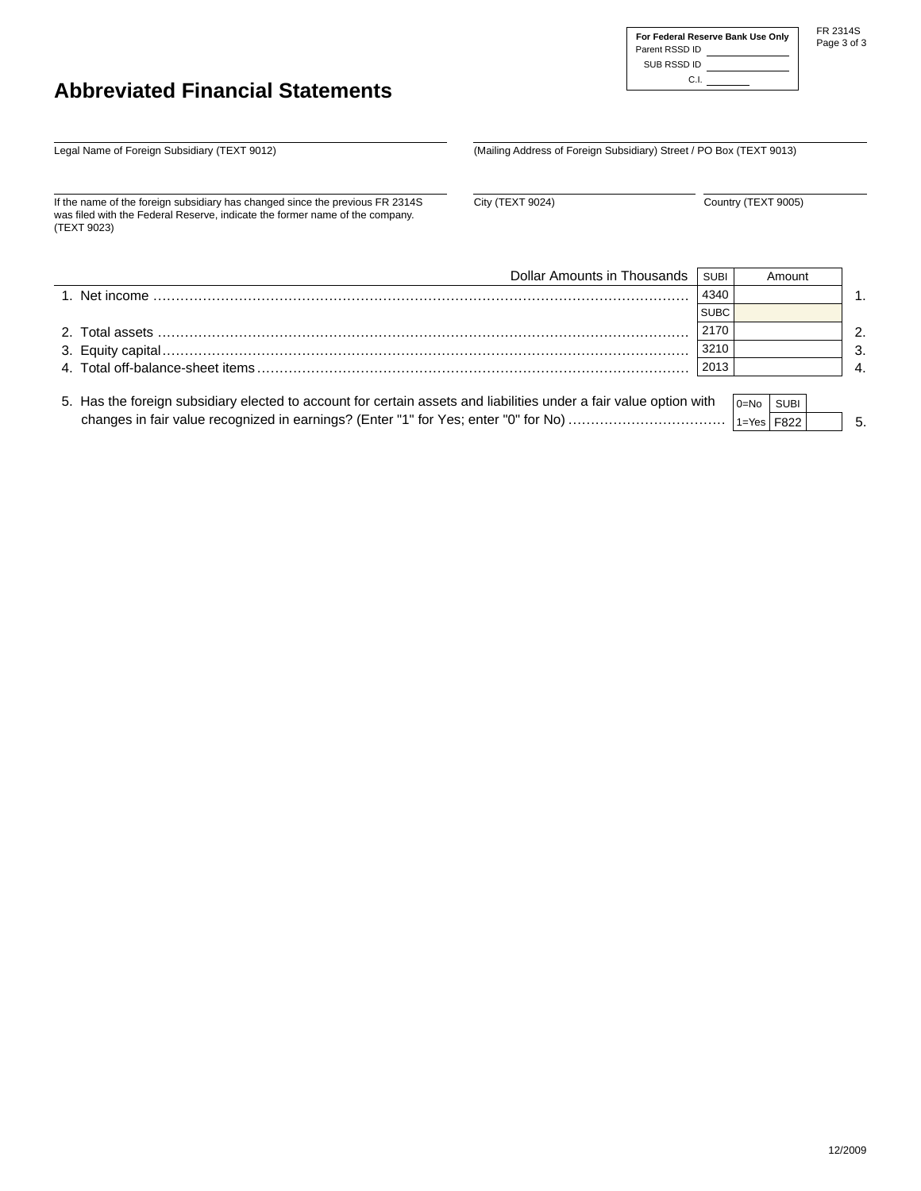For Federal Reserve Bank Use Only

Parent RSSD ID ____________

SUB RSSD ID ____________

C.I. ________

# Abbreviated Financial Statements

Legal Name of Foreign Subsidiary (TEXT 9012)

(Mailing Address of Foreign Subsidiary) Street / PO Box (TEXT 9013)

If the name of the foreign subsidiary has changed since the previous FR 2314S was filed with the Federal Reserve, indicate the former name of the company. (TEXT 9023)

City (TEXT 9024)

Country (TEXT 9005)

| Dollar Amounts in Thousands | SUBI | Amount | |
|---|---|---|---|
| 1. Net income | 4340 | | 1. |
| | SUBC | | |
| 2. Total assets | 2170 | | 2. |
| 3. Equity capital | 3210 | | 3. |
| 4. Total off-balance-sheet items | 2013 | | 4. |

| | 0=No / 1=Yes | SUBI | | |
|---|---|---|---|---|
| 5. Has the foreign subsidiary elected to account for certain assets and liabilities under a fair value option with changes in fair value recognized in earnings? (Enter "1" for Yes; enter "0" for No) | | F822 | | 5. |